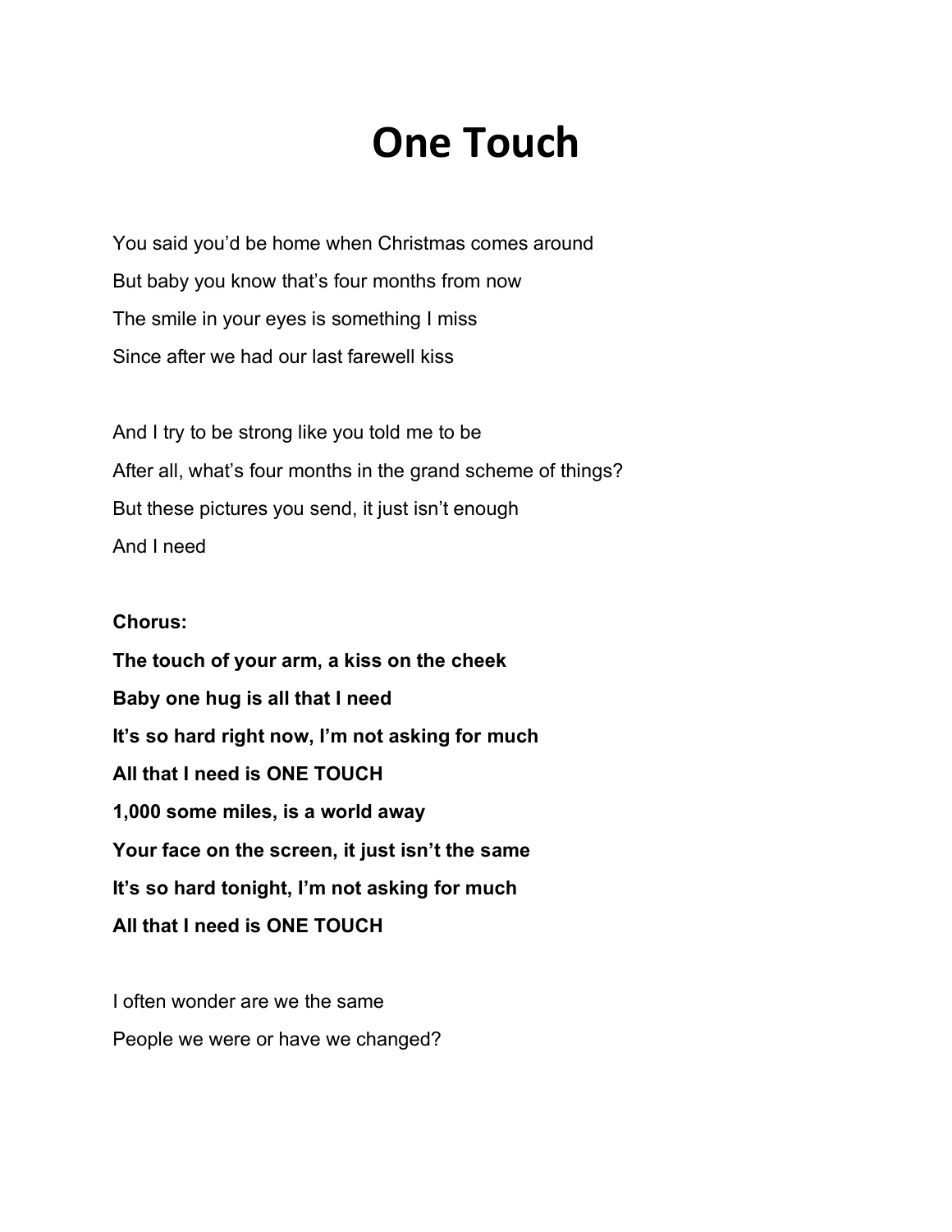# One Touch

You said you'd be home when Christmas comes around  
But baby you know that's four months from now  
The smile in your eyes is something I miss  
Since after we had our last farewell kiss

And I try to be strong like you told me to be  
After all, what's four months in the grand scheme of things?  
But these pictures you send, it just isn't enough  
And I need

**Chorus:**  
**The touch of your arm, a kiss on the cheek**  
**Baby one hug is all that I need**  
**It's so hard right now, I'm not asking for much**  
**All that I need is ONE TOUCH**  
**1,000 some miles, is a world away**  
**Your face on the screen, it just isn't the same**  
**It's so hard tonight, I'm not asking for much**  
**All that I need is ONE TOUCH**

I often wonder are we the same  
People we were or have we changed?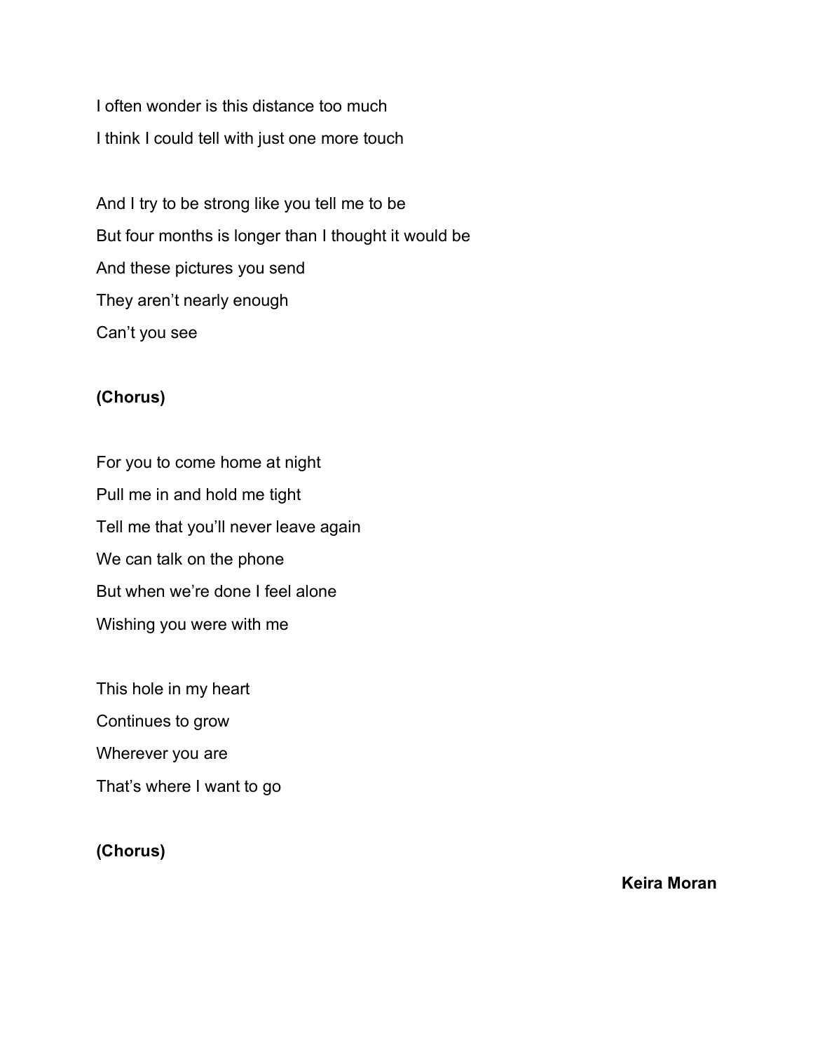I often wonder is this distance too much

I think I could tell with just one more touch

And I try to be strong like you tell me to be

But four months is longer than I thought it would be

And these pictures you send

They aren't nearly enough

Can't you see

**(Chorus)**

For you to come home at night

Pull me in and hold me tight

Tell me that you'll never leave again

We can talk on the phone

But when we're done I feel alone

Wishing you were with me

This hole in my heart

Continues to grow

Wherever you are

That's where I want to go

**(Chorus)**

**Keira Moran**